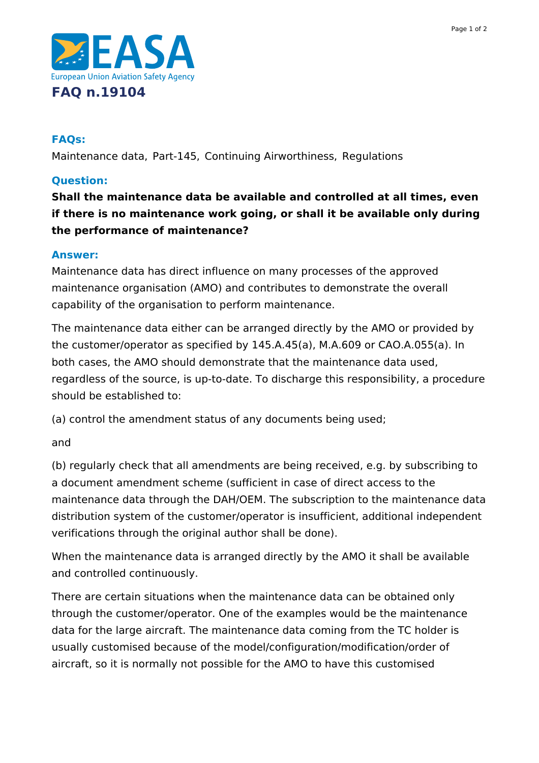# FAQ n.19104

### FAQs:

Maintenance data, Part-145, Continuing Airworthiness, Regulations

### Question:

**Shall the maintenance data be available and controlled at all times, even if there is no maintenance work going, or shall it be available only during the performance of maintenance?**

### Answer:

Maintenance data has direct influence on many processes of the approved maintenance organisation (AMO) and contributes to demonstrate the overall capability of the organisation to perform maintenance.

The maintenance data either can be arranged directly by the AMO or provided by the customer/operator as specified by 145.A.45(a), M.A.609 or CAO.A.055(a). In both cases, the AMO should demonstrate that the maintenance data used, regardless of the source, is up-to-date. To discharge this responsibility, a procedure should be established to:

(a) control the amendment status of any documents being used;

and

(b) regularly check that all amendments are being received, e.g. by subscribing to a document amendment scheme (sufficient in case of direct access to the maintenance data through the DAH/OEM. The subscription to the maintenance data distribution system of the customer/operator is insufficient, additional independent verifications through the original author shall be done).

When the maintenance data is arranged directly by the AMO it shall be available and controlled continuously.

There are certain situations when the maintenance data can be obtained only through the customer/operator. One of the examples would be the maintenance data for the large aircraft. The maintenance data coming from the TC holder is usually customised because of the model/configuration/modification/order of aircraft, so it is normally not possible for the AMO to have this customised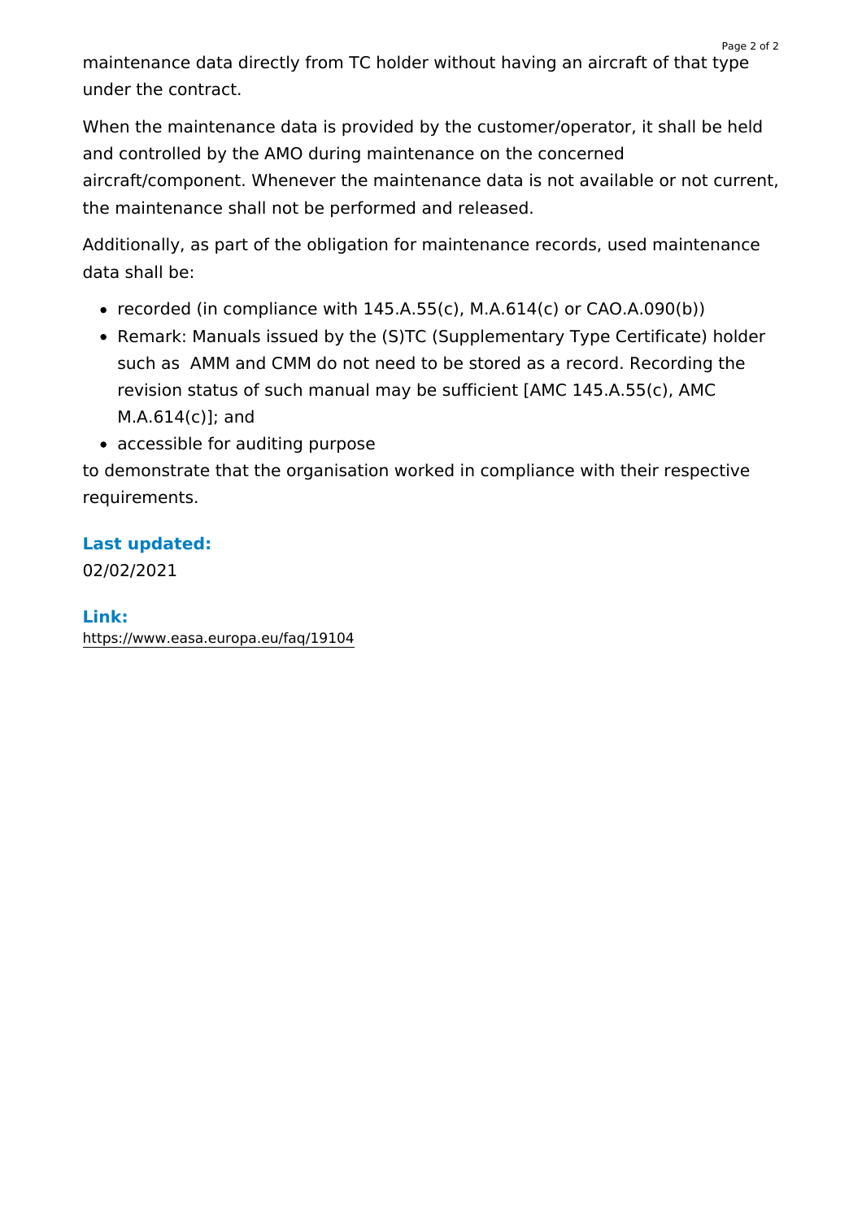maintenance data directly from TC holder without having an aircraft of that type under the contract.

When the maintenance data is provided by the customer/operator, it shall be held and controlled by the AMO during maintenance on the concerned aircraft/component. Whenever the maintenance data is not available or not current, the maintenance shall not be performed and released.

Additionally, as part of the obligation for maintenance records, used maintenance data shall be:

- recorded (in compliance with 145.A.55(c), M.A.614(c) or CAO.A.090(b))
- Remark: Manuals issued by the (S)TC (Supplementary Type Certificate) holder such as AMM and CMM do not need to be stored as a record. Recording the revision status of such manual may be sufficient [AMC 145.A.55(c), AMC M.A.614(c)]; and
- accessible for auditing purpose

to demonstrate that the organisation worked in compliance with their respective requirements.

**Last updated:**

02/02/2021

**Link:**

https://www.easa.europa.eu/faq/19104